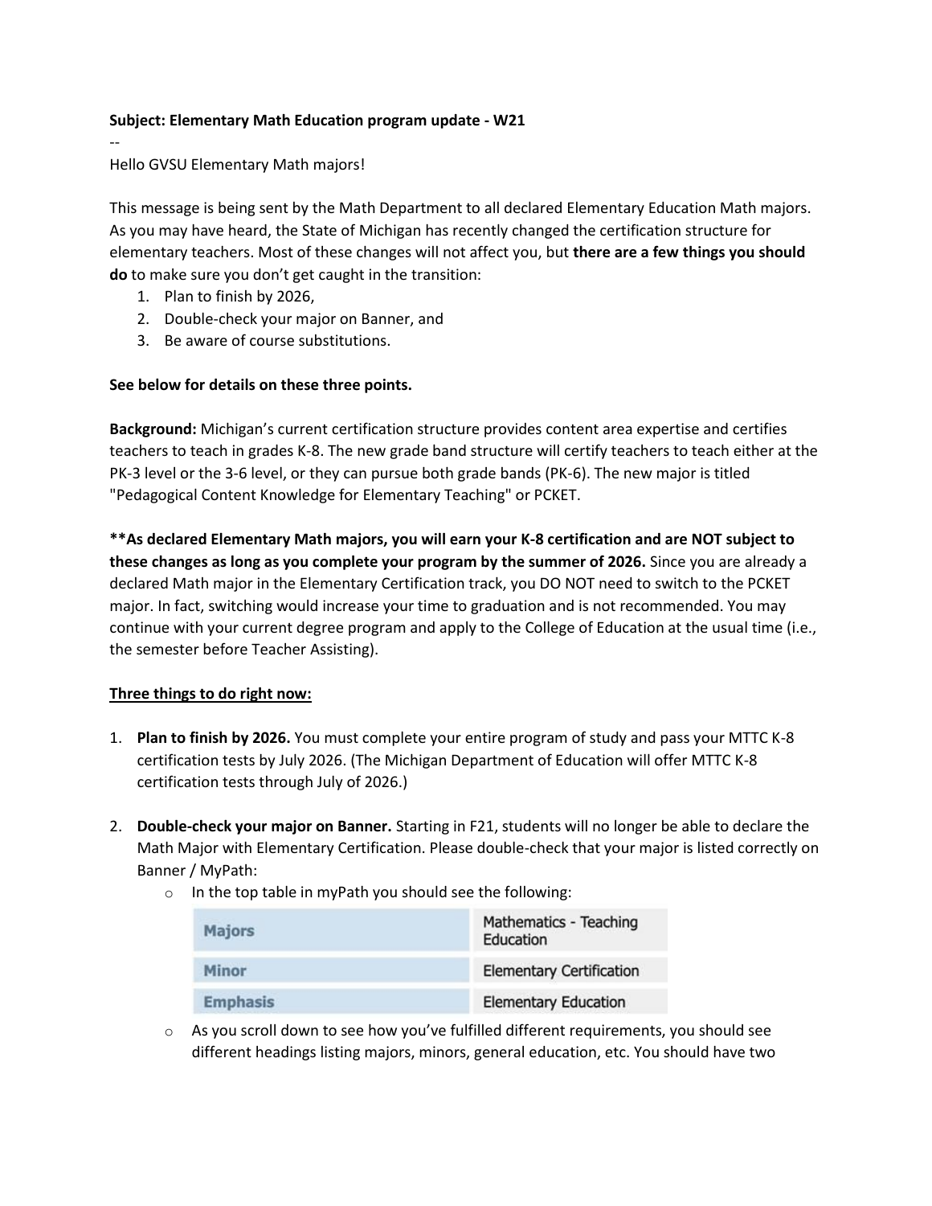**Subject: Elementary Math Education program update - W21**

--

Hello GVSU Elementary Math majors!

This message is being sent by the Math Department to all declared Elementary Education Math majors. As you may have heard, the State of Michigan has recently changed the certification structure for elementary teachers. Most of these changes will not affect you, but **there are a few things you should do** to make sure you don't get caught in the transition:

1. Plan to finish by 2026,
2. Double-check your major on Banner, and
3. Be aware of course substitutions.

**See below for details on these three points.**

**Background:** Michigan's current certification structure provides content area expertise and certifies teachers to teach in grades K-8. The new grade band structure will certify teachers to teach either at the PK-3 level or the 3-6 level, or they can pursue both grade bands (PK-6). The new major is titled "Pedagogical Content Knowledge for Elementary Teaching" or PCKET.

**\*\*As declared Elementary Math majors, you will earn your K-8 certification and are NOT subject to these changes as long as you complete your program by the summer of 2026.** Since you are already a declared Math major in the Elementary Certification track, you DO NOT need to switch to the PCKET major. In fact, switching would increase your time to graduation and is not recommended. You may continue with your current degree program and apply to the College of Education at the usual time (i.e., the semester before Teacher Assisting).

<u>**Three things to do right now:**</u>

1. **Plan to finish by 2026.** You must complete your entire program of study and pass your MTTC K-8 certification tests by July 2026. (The Michigan Department of Education will offer MTTC K-8 certification tests through July of 2026.)

2. **Double-check your major on Banner.** Starting in F21, students will no longer be able to declare the Math Major with Elementary Certification. Please double-check that your major is listed correctly on Banner / MyPath:
   - In the top table in myPath you should see the following:

     | Majors | Mathematics - Teaching Education |
     |---|---|
     | Minor | Elementary Certification |
     | Emphasis | Elementary Education |

   - As you scroll down to see how you've fulfilled different requirements, you should see different headings listing majors, minors, general education, etc. You should have two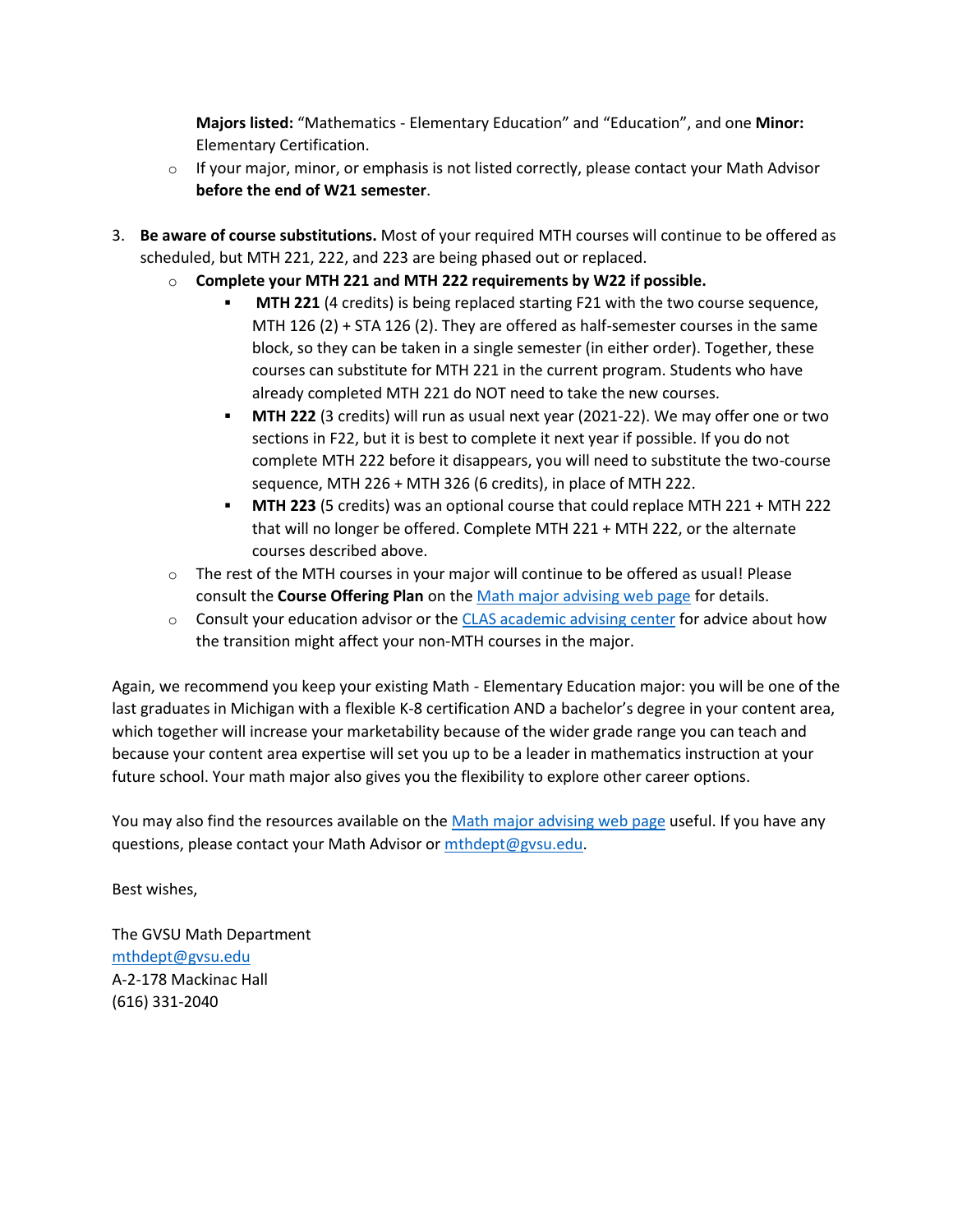**Majors listed:** "Mathematics - Elementary Education" and "Education", and one **Minor:** Elementary Certification.

- If your major, minor, or emphasis is not listed correctly, please contact your Math Advisor **before the end of W21 semester**.

3. **Be aware of course substitutions.** Most of your required MTH courses will continue to be offered as scheduled, but MTH 221, 222, and 223 are being phased out or replaced.
   - **Complete your MTH 221 and MTH 222 requirements by W22 if possible.**
     - **MTH 221** (4 credits) is being replaced starting F21 with the two course sequence, MTH 126 (2) + STA 126 (2). They are offered as half-semester courses in the same block, so they can be taken in a single semester (in either order). Together, these courses can substitute for MTH 221 in the current program. Students who have already completed MTH 221 do NOT need to take the new courses.
     - **MTH 222** (3 credits) will run as usual next year (2021-22). We may offer one or two sections in F22, but it is best to complete it next year if possible. If you do not complete MTH 222 before it disappears, you will need to substitute the two-course sequence, MTH 226 + MTH 326 (6 credits), in place of MTH 222.
     - **MTH 223** (5 credits) was an optional course that could replace MTH 221 + MTH 222 that will no longer be offered. Complete MTH 221 + MTH 222, or the alternate courses described above.
   - The rest of the MTH courses in your major will continue to be offered as usual! Please consult the **Course Offering Plan** on the Math major advising web page for details.
   - Consult your education advisor or the CLAS academic advising center for advice about how the transition might affect your non-MTH courses in the major.

Again, we recommend you keep your existing Math - Elementary Education major: you will be one of the last graduates in Michigan with a flexible K-8 certification AND a bachelor's degree in your content area, which together will increase your marketability because of the wider grade range you can teach and because your content area expertise will set you up to be a leader in mathematics instruction at your future school. Your math major also gives you the flexibility to explore other career options.

You may also find the resources available on the Math major advising web page useful. If you have any questions, please contact your Math Advisor or mthdept@gvsu.edu.

Best wishes,

The GVSU Math Department
mthdept@gvsu.edu
A-2-178 Mackinac Hall
(616) 331-2040